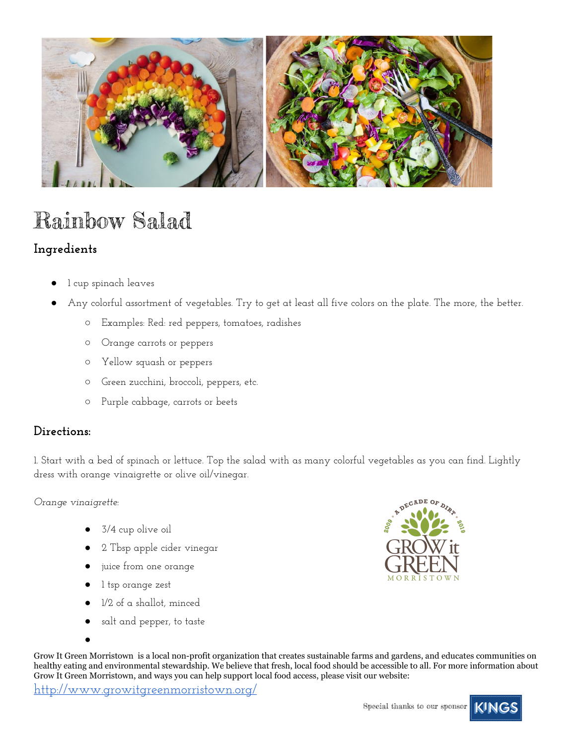# Rainbow Salad

## Ingredients

- 1 cup spinach leaves
- Any colorful assortment of vegetables. Try to get at least all five colors on the plate. The more, the better.
  - Examples: Red: red peppers, tomatoes, radishes
  - Orange carrots or peppers
  - Yellow squash or peppers
  - Green zucchini, broccoli, peppers, etc.
  - Purple cabbage, carrots or beets

## Directions:

1. Start with a bed of spinach or lettuce. Top the salad with as many colorful vegetables as you can find. Lightly dress with orange vinaigrette or olive oil/vinegar.

*Orange vinaigrette:*

- 3/4 cup olive oil
- 2 Tbsp apple cider vinegar
- juice from one orange
- 1 tsp orange zest
- 1/2 of a shallot, minced
- salt and pepper, to taste

A DECADE OF DIRT 2009 2019 GROW it GREEN MORRISTOWN

Grow It Green Morristown is a local non-profit organization that creates sustainable farms and gardens, and educates communities on healthy eating and environmental stewardship. We believe that fresh, local food should be accessible to all. For more information about Grow It Green Morristown, and ways you can help support local food access, please visit our website:

http://www.growitgreenmorristown.org/

Special thanks to our sponsor KINGS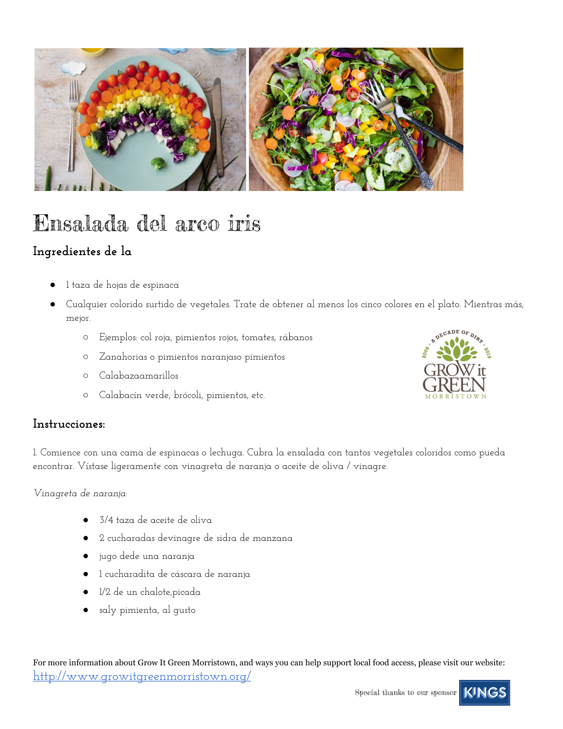# Ensalada del arco iris

### Ingredientes de la

- 1 taza de hojas de espinaca
- Cualquier colorido surtido de vegetales. Trate de obtener al menos los cinco colores en el plato. Mientras más, mejor.
  - Ejemplos: col roja, pimientos rojos, tomates, rábanos
  - Zanahorias o pimientos naranjaso pimientos
  - Calabazaamarillos
  - Calabacín verde, brócoli, pimientos, etc.

A DECADE OF DIRT · 2009 · 2019
GROW it GREEN
MORRISTOWN

### Instrucciones:

1. Comience con una cama de espinacas o lechuga. Cubra la ensalada con tantos vegetales coloridos como pueda encontrar. Vístase ligeramente con vinagreta de naranja o aceite de oliva / vinagre.

*Vinagreta de naranja:*

- 3/4 taza de aceite de oliva
- 2 cucharadas devinagre de sidra de manzana
- jugo dede una naranja
- 1 cucharadita de cáscara de naranja
- 1/2 de un chalote,picada
- saly pimienta, al gusto

For more information about Grow It Green Morristown, and ways you can help support local food access, please visit our website: http://www.growitgreenmorristown.org/

Special thanks to our sponsor KINGS